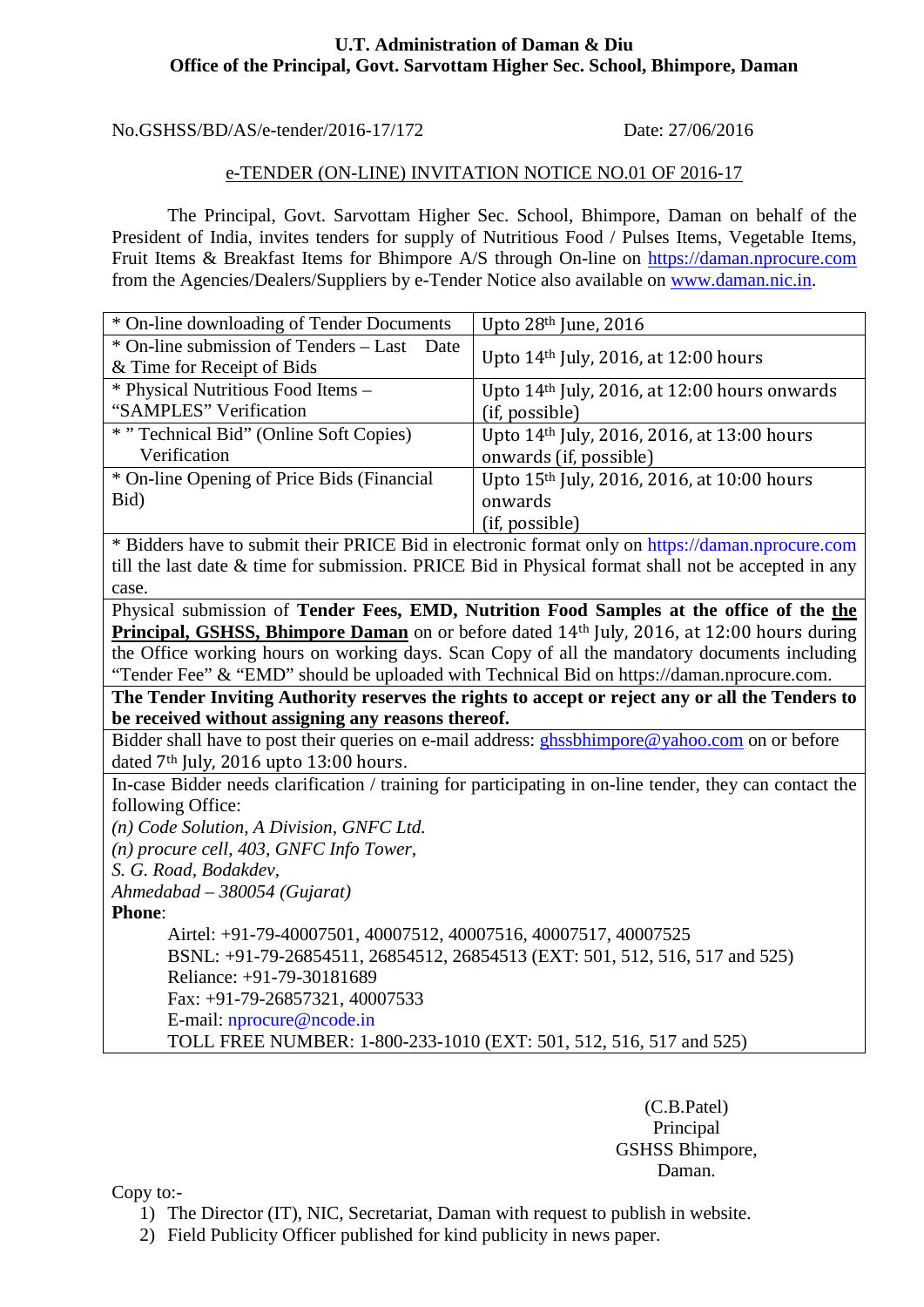**U.T. Administration of Daman & Diu**
**Office of the Principal, Govt. Sarvottam Higher Sec. School, Bhimpore, Daman**

No.GSHSS/BD/AS/e-tender/2016-17/172　　　　　　　　Date: 27/06/2016

e-TENDER (ON-LINE) INVITATION NOTICE NO.01 OF 2016-17

The Principal, Govt. Sarvottam Higher Sec. School, Bhimpore, Daman on behalf of the President of India, invites tenders for supply of Nutritious Food / Pulses Items, Vegetable Items, Fruit Items & Breakfast Items for Bhimpore A/S through On-line on https://daman.nprocure.com from the Agencies/Dealers/Suppliers by e-Tender Notice also available on www.daman.nic.in.

| | |
|---|---|
| * On-line downloading of Tender Documents | Upto 28th June, 2016 |
| * On-line submission of Tenders – Last Date & Time for Receipt of Bids | Upto 14th July, 2016, at 12:00 hours |
| * Physical Nutritious Food Items – "SAMPLES" Verification | Upto 14th July, 2016, at 12:00 hours onwards (if, possible) |
| * " Technical Bid" (Online Soft Copies) Verification | Upto 14th July, 2016, 2016, at 13:00 hours onwards (if, possible) |
| * On-line Opening of Price Bids (Financial Bid) | Upto 15th July, 2016, 2016, at 10:00 hours onwards (if, possible) |

* Bidders have to submit their PRICE Bid in electronic format only on https://daman.nprocure.com till the last date & time for submission. PRICE Bid in Physical format shall not be accepted in any case.

Physical submission of **Tender Fees, EMD, Nutrition Food Samples at the office of the <u>the Principal, GSHSS, Bhimpore Daman</u>** on or before dated 14th July, 2016, at 12:00 hours during the Office working hours on working days. Scan Copy of all the mandatory documents including "Tender Fee" & "EMD" should be uploaded with Technical Bid on https://daman.nprocure.com.

**The Tender Inviting Authority reserves the rights to accept or reject any or all the Tenders to be received without assigning any reasons thereof.**

Bidder shall have to post their queries on e-mail address: ghssbhimpore@yahoo.com on or before dated 7th July, 2016 upto 13:00 hours.

In-case Bidder needs clarification / training for participating in on-line tender, they can contact the following Office:

*(n) Code Solution, A Division, GNFC Ltd.*
*(n) procure cell, 403, GNFC Info Tower,*
*S. G. Road, Bodakdev,*
*Ahmedabad – 380054 (Gujarat)*

**Phone**:

Airtel: +91-79-40007501, 40007512, 40007516, 40007517, 40007525
BSNL: +91-79-26854511, 26854512, 26854513 (EXT: 501, 512, 516, 517 and 525)
Reliance: +91-79-30181689
Fax: +91-79-26857321, 40007533
E-mail: nprocure@ncode.in
TOLL FREE NUMBER: 1-800-233-1010 (EXT: 501, 512, 516, 517 and 525)

(C.B.Patel)
Principal
GSHSS Bhimpore,
Daman.

Copy to:-

1) The Director (IT), NIC, Secretariat, Daman with request to publish in website.
2) Field Publicity Officer published for kind publicity in news paper.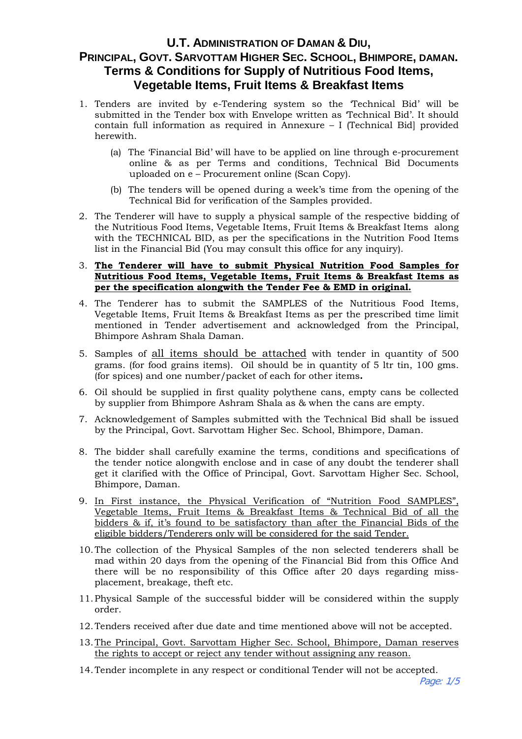# U.T. ADMINISTRATION OF DAMAN & DIU,
# PRINCIPAL, GOVT. SARVOTTAM HIGHER SEC. SCHOOL, BHIMPORE, DAMAN.
## Terms & Conditions for Supply of Nutritious Food Items, Vegetable Items, Fruit Items & Breakfast Items

1. Tenders are invited by e-Tendering system so the 'Technical Bid' will be submitted in the Tender box with Envelope written as 'Technical Bid'. It should contain full information as required in Annexure – I (Technical Bid] provided herewith.

   (a) The 'Financial Bid' will have to be applied on line through e-procurement online & as per Terms and conditions, Technical Bid Documents uploaded on e – Procurement online (Scan Copy).

   (b) The tenders will be opened during a week's time from the opening of the Technical Bid for verification of the Samples provided.

2. The Tenderer will have to supply a physical sample of the respective bidding of the Nutritious Food Items, Vegetable Items, Fruit Items & Breakfast Items along with the TECHNICAL BID, as per the specifications in the Nutrition Food Items list in the Financial Bid (You may consult this office for any inquiry).

3. **The Tenderer will have to submit Physical Nutrition Food Samples for Nutritious Food Items, Vegetable Items, Fruit Items & Breakfast Items as per the specification alongwith the Tender Fee & EMD in original.**

4. The Tenderer has to submit the SAMPLES of the Nutritious Food Items, Vegetable Items, Fruit Items & Breakfast Items as per the prescribed time limit mentioned in Tender advertisement and acknowledged from the Principal, Bhimpore Ashram Shala Daman.

5. Samples of all items should be attached with tender in quantity of 500 grams. (for food grains items). Oil should be in quantity of 5 ltr tin, 100 gms. (for spices) and one number/packet of each for other items**.**

6. Oil should be supplied in first quality polythene cans, empty cans be collected by supplier from Bhimpore Ashram Shala as & when the cans are empty.

7. Acknowledgement of Samples submitted with the Technical Bid shall be issued by the Principal, Govt. Sarvottam Higher Sec. School, Bhimpore, Daman.

8. The bidder shall carefully examine the terms, conditions and specifications of the tender notice alongwith enclose and in case of any doubt the tenderer shall get it clarified with the Office of Principal, Govt. Sarvottam Higher Sec. School, Bhimpore, Daman.

9. In First instance, the Physical Verification of "Nutrition Food SAMPLES", Vegetable Items, Fruit Items & Breakfast Items & Technical Bid of all the bidders & if, it's found to be satisfactory than after the Financial Bids of the eligible bidders/Tenderers only will be considered for the said Tender.

10. The collection of the Physical Samples of the non selected tenderers shall be mad within 20 days from the opening of the Financial Bid from this Office And there will be no responsibility of this Office after 20 days regarding miss-placement, breakage, theft etc.

11. Physical Sample of the successful bidder will be considered within the supply order.

12. Tenders received after due date and time mentioned above will not be accepted.

13. The Principal, Govt. Sarvottam Higher Sec. School, Bhimpore, Daman reserves the rights to accept or reject any tender without assigning any reason.

14. Tender incomplete in any respect or conditional Tender will not be accepted.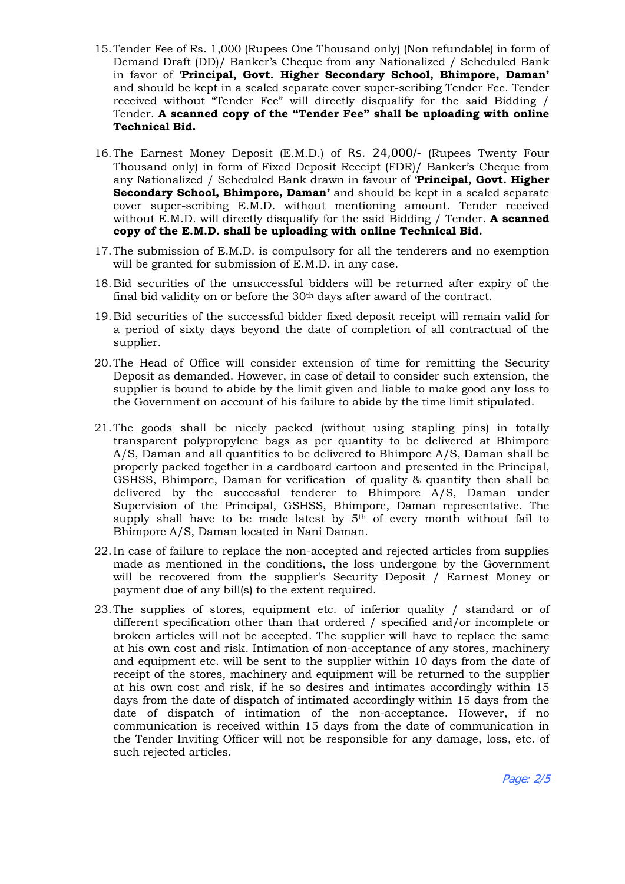15. Tender Fee of Rs. 1,000 (Rupees One Thousand only) (Non refundable) in form of Demand Draft (DD)/ Banker's Cheque from any Nationalized / Scheduled Bank in favor of '**Principal, Govt. Higher Secondary School, Bhimpore, Daman'** and should be kept in a sealed separate cover super-scribing Tender Fee. Tender received without "Tender Fee" will directly disqualify for the said Bidding / Tender. **A scanned copy of the "Tender Fee" shall be uploading with online Technical Bid.**

16. The Earnest Money Deposit (E.M.D.) of Rs. 24,000/- (Rupees Twenty Four Thousand only) in form of Fixed Deposit Receipt (FDR)/ Banker's Cheque from any Nationalized / Scheduled Bank drawn in favour of '**Principal, Govt. Higher Secondary School, Bhimpore, Daman'** and should be kept in a sealed separate cover super-scribing E.M.D. without mentioning amount. Tender received without E.M.D. will directly disqualify for the said Bidding / Tender. **A scanned copy of the E.M.D. shall be uploading with online Technical Bid.**

17. The submission of E.M.D. is compulsory for all the tenderers and no exemption will be granted for submission of E.M.D. in any case.

18. Bid securities of the unsuccessful bidders will be returned after expiry of the final bid validity on or before the 30th days after award of the contract.

19. Bid securities of the successful bidder fixed deposit receipt will remain valid for a period of sixty days beyond the date of completion of all contractual of the supplier.

20. The Head of Office will consider extension of time for remitting the Security Deposit as demanded. However, in case of detail to consider such extension, the supplier is bound to abide by the limit given and liable to make good any loss to the Government on account of his failure to abide by the time limit stipulated.

21. The goods shall be nicely packed (without using stapling pins) in totally transparent polypropylene bags as per quantity to be delivered at Bhimpore A/S, Daman and all quantities to be delivered to Bhimpore A/S, Daman shall be properly packed together in a cardboard cartoon and presented in the Principal, GSHSS, Bhimpore, Daman for verification of quality & quantity then shall be delivered by the successful tenderer to Bhimpore A/S, Daman under Supervision of the Principal, GSHSS, Bhimpore, Daman representative. The supply shall have to be made latest by 5th of every month without fail to Bhimpore A/S, Daman located in Nani Daman.

22. In case of failure to replace the non-accepted and rejected articles from supplies made as mentioned in the conditions, the loss undergone by the Government will be recovered from the supplier's Security Deposit / Earnest Money or payment due of any bill(s) to the extent required.

23. The supplies of stores, equipment etc. of inferior quality / standard or of different specification other than that ordered / specified and/or incomplete or broken articles will not be accepted. The supplier will have to replace the same at his own cost and risk. Intimation of non-acceptance of any stores, machinery and equipment etc. will be sent to the supplier within 10 days from the date of receipt of the stores, machinery and equipment will be returned to the supplier at his own cost and risk, if he so desires and intimates accordingly within 15 days from the date of dispatch of intimated accordingly within 15 days from the date of dispatch of intimation of the non-acceptance. However, if no communication is received within 15 days from the date of communication in the Tender Inviting Officer will not be responsible for any damage, loss, etc. of such rejected articles.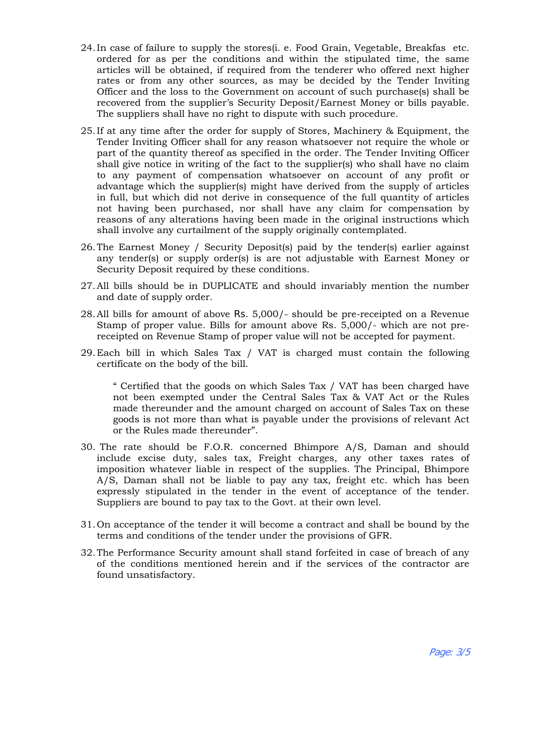24. In case of failure to supply the stores(i. e. Food Grain, Vegetable, Breakfas etc. ordered for as per the conditions and within the stipulated time, the same articles will be obtained, if required from the tenderer who offered next higher rates or from any other sources, as may be decided by the Tender Inviting Officer and the loss to the Government on account of such purchase(s) shall be recovered from the supplier's Security Deposit/Earnest Money or bills payable. The suppliers shall have no right to dispute with such procedure.

25. If at any time after the order for supply of Stores, Machinery & Equipment, the Tender Inviting Officer shall for any reason whatsoever not require the whole or part of the quantity thereof as specified in the order. The Tender Inviting Officer shall give notice in writing of the fact to the supplier(s) who shall have no claim to any payment of compensation whatsoever on account of any profit or advantage which the supplier(s) might have derived from the supply of articles in full, but which did not derive in consequence of the full quantity of articles not having been purchased, nor shall have any claim for compensation by reasons of any alterations having been made in the original instructions which shall involve any curtailment of the supply originally contemplated.

26. The Earnest Money / Security Deposit(s) paid by the tender(s) earlier against any tender(s) or supply order(s) is are not adjustable with Earnest Money or Security Deposit required by these conditions.

27. All bills should be in DUPLICATE and should invariably mention the number and date of supply order.

28. All bills for amount of above Rs. 5,000/- should be pre-receipted on a Revenue Stamp of proper value. Bills for amount above Rs. 5,000/- which are not pre-receipted on Revenue Stamp of proper value will not be accepted for payment.

29. Each bill in which Sales Tax / VAT is charged must contain the following certificate on the body of the bill.

    " Certified that the goods on which Sales Tax / VAT has been charged have not been exempted under the Central Sales Tax & VAT Act or the Rules made thereunder and the amount charged on account of Sales Tax on these goods is not more than what is payable under the provisions of relevant Act or the Rules made thereunder".

30. The rate should be F.O.R. concerned Bhimpore A/S, Daman and should include excise duty, sales tax, Freight charges, any other taxes rates of imposition whatever liable in respect of the supplies. The Principal, Bhimpore A/S, Daman shall not be liable to pay any tax, freight etc. which has been expressly stipulated in the tender in the event of acceptance of the tender. Suppliers are bound to pay tax to the Govt. at their own level.

31. On acceptance of the tender it will become a contract and shall be bound by the terms and conditions of the tender under the provisions of GFR.

32. The Performance Security amount shall stand forfeited in case of breach of any of the conditions mentioned herein and if the services of the contractor are found unsatisfactory.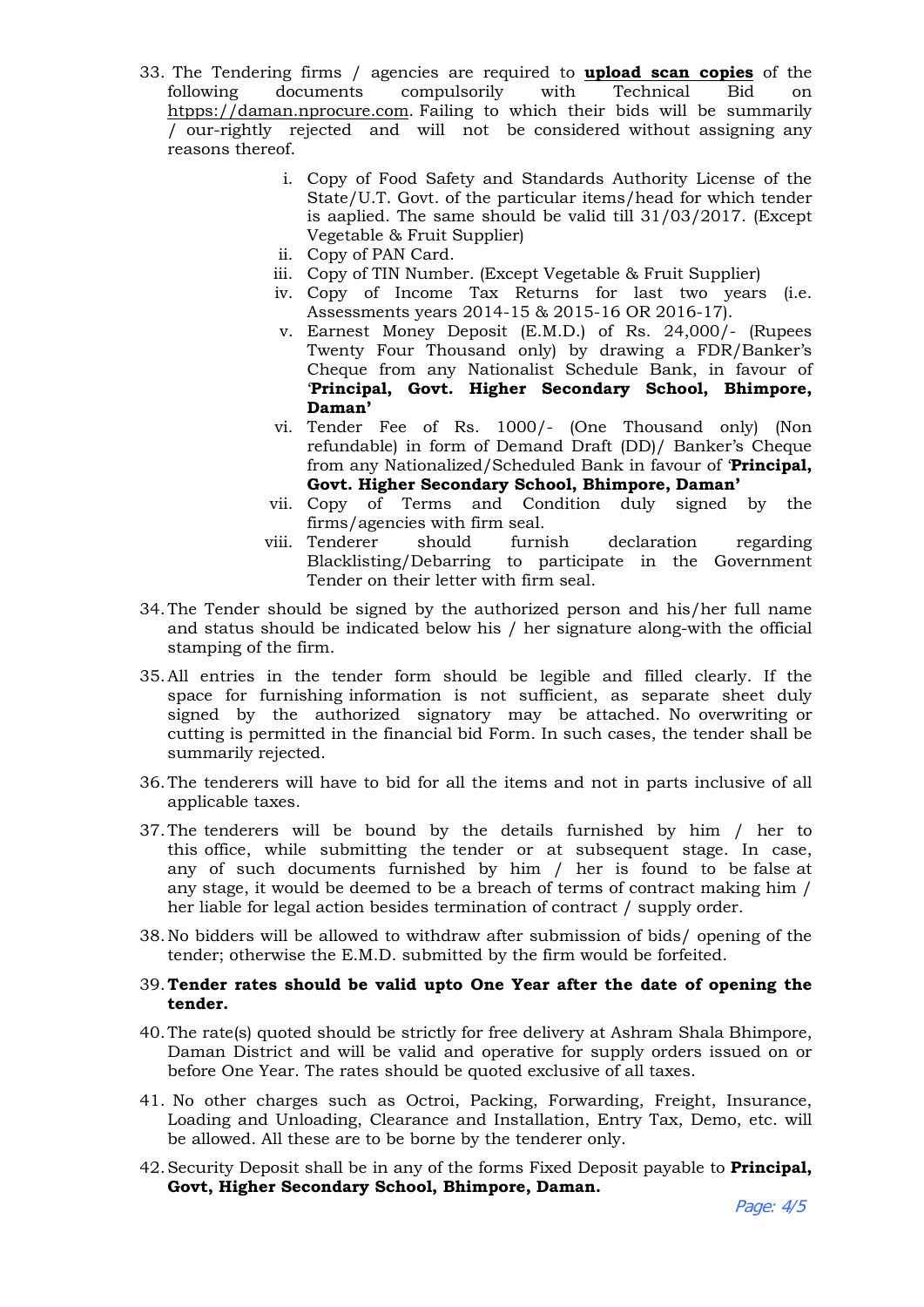33. The Tendering firms / agencies are required to **upload scan copies** of the following documents compulsorily with Technical Bid on htpps://daman.nprocure.com. Failing to which their bids will be summarily / our-rightly rejected and will not be considered without assigning any reasons thereof.

    i. Copy of Food Safety and Standards Authority License of the State/U.T. Govt. of the particular items/head for which tender is aaplied. The same should be valid till 31/03/2017. (Except Vegetable & Fruit Supplier)
    ii. Copy of PAN Card.
    iii. Copy of TIN Number. (Except Vegetable & Fruit Supplier)
    iv. Copy of Income Tax Returns for last two years (i.e. Assessments years 2014-15 & 2015-16 OR 2016-17).
    v. Earnest Money Deposit (E.M.D.) of Rs. 24,000/- (Rupees Twenty Four Thousand only) by drawing a FDR/Banker's Cheque from any Nationalist Schedule Bank, in favour of '**Principal, Govt. Higher Secondary School, Bhimpore, Daman'**
    vi. Tender Fee of Rs. 1000/- (One Thousand only) (Non refundable) in form of Demand Draft (DD)/ Banker's Cheque from any Nationalized/Scheduled Bank in favour of '**Principal, Govt. Higher Secondary School, Bhimpore, Daman'**
    vii. Copy of Terms and Condition duly signed by the firms/agencies with firm seal.
    viii. Tenderer should furnish declaration regarding Blacklisting/Debarring to participate in the Government Tender on their letter with firm seal.

34. The Tender should be signed by the authorized person and his/her full name and status should be indicated below his / her signature along-with the official stamping of the firm.

35. All entries in the tender form should be legible and filled clearly. If the space for furnishing information is not sufficient, as separate sheet duly signed by the authorized signatory may be attached. No overwriting or cutting is permitted in the financial bid Form. In such cases, the tender shall be summarily rejected.

36. The tenderers will have to bid for all the items and not in parts inclusive of all applicable taxes.

37. The tenderers will be bound by the details furnished by him / her to this office, while submitting the tender or at subsequent stage. In case, any of such documents furnished by him / her is found to be false at any stage, it would be deemed to be a breach of terms of contract making him / her liable for legal action besides termination of contract / supply order.

38. No bidders will be allowed to withdraw after submission of bids/ opening of the tender; otherwise the E.M.D. submitted by the firm would be forfeited.

39. **Tender rates should be valid upto One Year after the date of opening the tender.**

40. The rate(s) quoted should be strictly for free delivery at Ashram Shala Bhimpore, Daman District and will be valid and operative for supply orders issued on or before One Year. The rates should be quoted exclusive of all taxes.

41. No other charges such as Octroi, Packing, Forwarding, Freight, Insurance, Loading and Unloading, Clearance and Installation, Entry Tax, Demo, etc. will be allowed. All these are to be borne by the tenderer only.

42. Security Deposit shall be in any of the forms Fixed Deposit payable to **Principal, Govt, Higher Secondary School, Bhimpore, Daman.**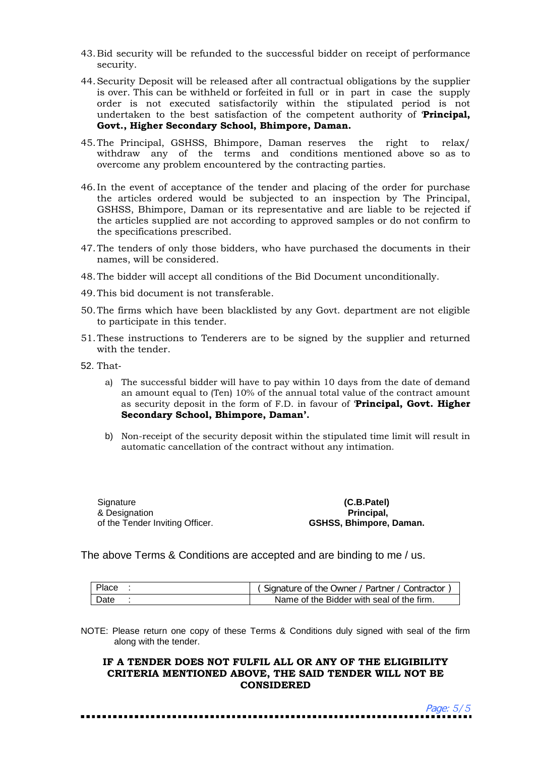43. Bid security will be refunded to the successful bidder on receipt of performance security.

44. Security Deposit will be released after all contractual obligations by the supplier is over. This can be withheld or forfeited in full or in part in case the supply order is not executed satisfactorily within the stipulated period is not undertaken to the best satisfaction of the competent authority of '**Principal, Govt., Higher Secondary School, Bhimpore, Daman.**

45. The Principal, GSHSS, Bhimpore, Daman reserves the right to relax/ withdraw any of the terms and conditions mentioned above so as to overcome any problem encountered by the contracting parties.

46. In the event of acceptance of the tender and placing of the order for purchase the articles ordered would be subjected to an inspection by The Principal, GSHSS, Bhimpore, Daman or its representative and are liable to be rejected if the articles supplied are not according to approved samples or do not confirm to the specifications prescribed.

47. The tenders of only those bidders, who have purchased the documents in their names, will be considered.

48. The bidder will accept all conditions of the Bid Document unconditionally.

49. This bid document is not transferable.

50. The firms which have been blacklisted by any Govt. department are not eligible to participate in this tender.

51. These instructions to Tenderers are to be signed by the supplier and returned with the tender.

52. That-

    a) The successful bidder will have to pay within 10 days from the date of demand an amount equal to (Ten) 10% of the annual total value of the contract amount as security deposit in the form of F.D. in favour of '**Principal, Govt. Higher Secondary School, Bhimpore, Daman'.**

    b) Non-receipt of the security deposit within the stipulated time limit will result in automatic cancellation of the contract without any intimation.

Signature
& Designation
of the Tender Inviting Officer.

**(C.B.Patel)**
**Principal,**
**GSHSS, Bhimpore, Daman.**

The above Terms & Conditions are accepted and are binding to me / us.

| Place : | ( Signature of the Owner / Partner / Contractor ) |
|---|---|
| Date : | Name of the Bidder with seal of the firm. |

NOTE: Please return one copy of these Terms & Conditions duly signed with seal of the firm along with the tender.

**IF A TENDER DOES NOT FULFIL ALL OR ANY OF THE ELIGIBILITY CRITERIA MENTIONED ABOVE, THE SAID TENDER WILL NOT BE CONSIDERED**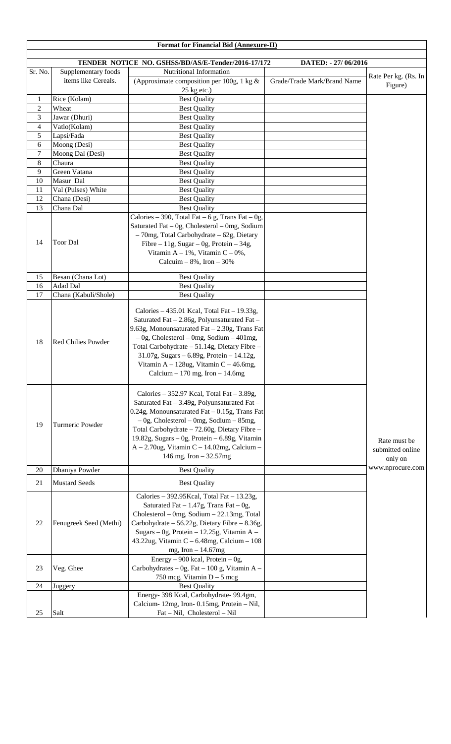**Format for Financial Bid (Annexure-II)**

**TENDER NOTICE NO. GSHSS/BD/AS/E-Tender/2016-17/172** **DATED: - 27/ 06/2016**

| Sr. No. | Supplementary foods items like Cereals. | Nutritional Information (Approximate composition per 100g, 1 kg & 25 kg etc.) | Grade/Trade Mark/Brand Name | Rate Per kg. (Rs. In Figure) |
|---|---|---|---|---|
| 1 | Rice (Kolam) | Best Quality | | Rate must be submitted online only on www.nprocure.com |
| 2 | Wheat | Best Quality | | |
| 3 | Jawar (Dhuri) | Best Quality | | |
| 4 | Vatlo(Kolam) | Best Quality | | |
| 5 | Lapsi/Fada | Best Quality | | |
| 6 | Moong (Desi) | Best Quality | | |
| 7 | Moong Dal (Desi) | Best Quality | | |
| 8 | Chaura | Best Quality | | |
| 9 | Green Vatana | Best Quality | | |
| 10 | Masur Dal | Best Quality | | |
| 11 | Val (Pulses) White | Best Quality | | |
| 12 | Chana (Desi) | Best Quality | | |
| 13 | Chana Dal | Best Quality | | |
| 14 | Toor Dal | Calories – 390, Total Fat – 6 g, Trans Fat – 0g, Saturated Fat – 0g, Cholesterol – 0mg, Sodium – 70mg, Total Carbohydrate – 62g, Dietary Fibre – 11g, Sugar – 0g, Protein – 34g, Vitamin A – 1%, Vitamin C – 0%, Calcuim – 8%, Iron – 30% | | |
| 15 | Besan (Chana Lot) | Best Quality | | |
| 16 | Adad Dal | Best Quality | | |
| 17 | Chana (Kabuli/Shole) | Best Quality | | |
| 18 | Red Chilies Powder | Calories – 435.01 Kcal, Total Fat – 19.33g, Saturated Fat – 2.86g, Polyunsaturated Fat – 9.63g, Monounsaturated Fat – 2.30g, Trans Fat – 0g, Cholesterol – 0mg, Sodium – 401mg, Total Carbohydrate – 51.14g, Dietary Fibre – 31.07g, Sugars – 6.89g, Protein – 14.12g, Vitamin A – 128ug, Vitamin C – 46.6mg, Calcium – 170 mg, Iron – 14.6mg | | |
| 19 | Turmeric Powder | Calories – 352.97 Kcal, Total Fat – 3.89g, Saturated Fat – 3.49g, Polyunsaturated Fat – 0.24g, Monounsaturated Fat – 0.15g, Trans Fat – 0g, Cholesterol – 0mg, Sodium – 85mg, Total Carbohydrate – 72.60g, Dietary Fibre – 19.82g, Sugars – 0g, Protein – 6.89g, Vitamin A – 2.70ug, Vitamin C – 14.02mg, Calcium – 146 mg, Iron – 32.57mg | | |
| 20 | Dhaniya Powder | Best Quality | | |
| 21 | Mustard Seeds | Best Quality | | |
| 22 | Fenugreek Seed (Methi) | Calories – 392.95Kcal, Total Fat – 13.23g, Saturated Fat – 1.47g, Trans Fat – 0g, Cholesterol – 0mg, Sodium – 22.13mg, Total Carbohydrate – 56.22g, Dietary Fibre – 8.36g, Sugars – 0g, Protein – 12.25g, Vitamin A – 43.22ug, Vitamin C – 6.48mg, Calcium – 108 mg, Iron – 14.67mg | | |
| 23 | Veg. Ghee | Energy – 900 kcal, Protein – 0g, Carbohydrates – 0g, Fat – 100 g, Vitamin A – 750 mcg, Vitamin D – 5 mcg | | |
| 24 | Juggery | Best Quality | | |
| 25 | Salt | Energy- 398 Kcal, Carbohydrate- 99.4gm, Calcium- 12mg, Iron- 0.15mg, Protein – Nil, Fat – Nil, Cholesterol – Nil | | |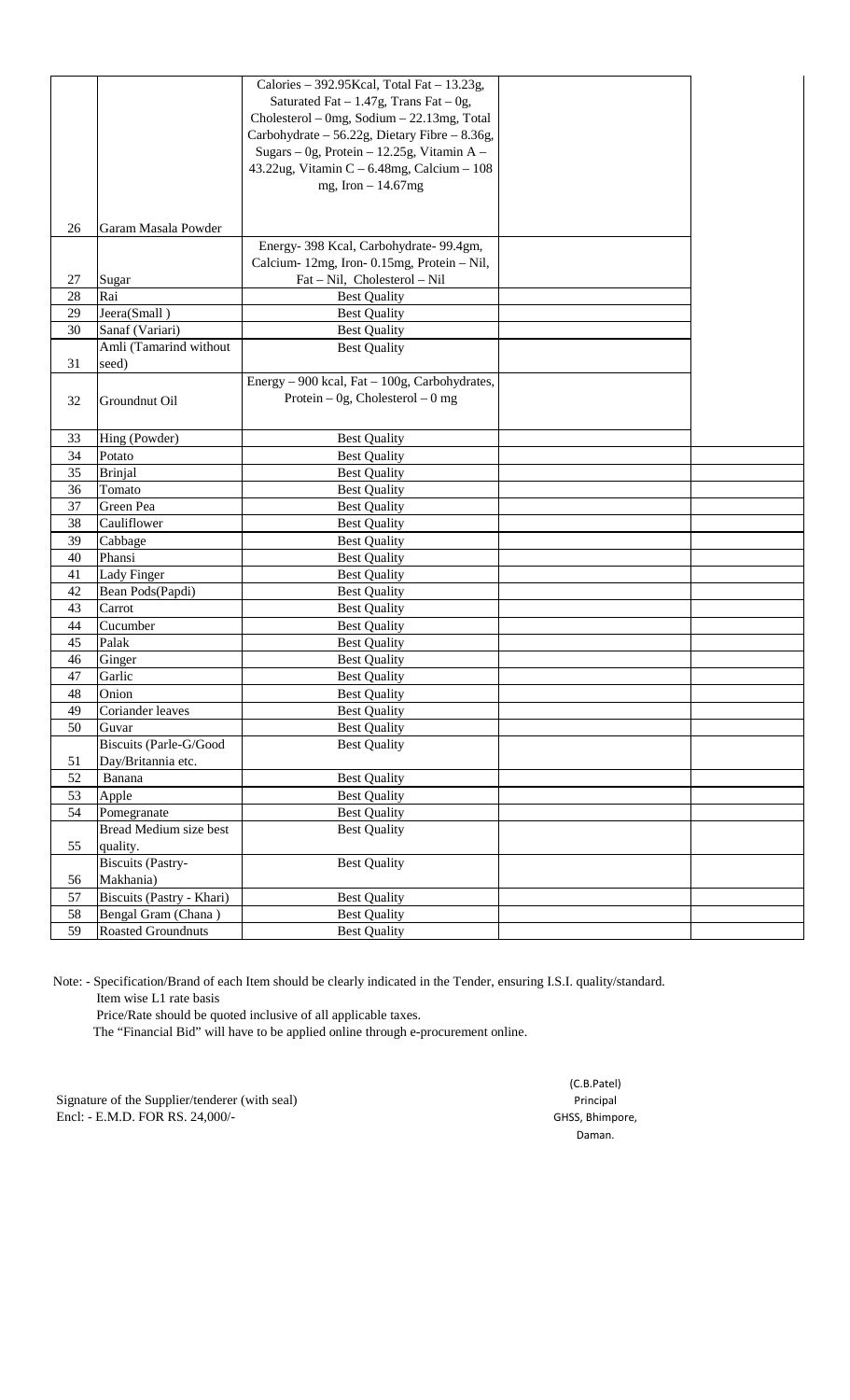| | | | | |
|---|---|---|---|---|
| | | Calories – 392.95Kcal, Total Fat – 13.23g, Saturated Fat – 1.47g, Trans Fat – 0g, Cholesterol – 0mg, Sodium – 22.13mg, Total Carbohydrate – 56.22g, Dietary Fibre – 8.36g, Sugars – 0g, Protein – 12.25g, Vitamin A – 43.22ug, Vitamin C – 6.48mg, Calcium – 108 mg, Iron – 14.67mg | | |
| 26 | Garam Masala Powder | | | |
| 27 | Sugar | Energy- 398 Kcal, Carbohydrate- 99.4gm, Calcium- 12mg, Iron- 0.15mg, Protein – Nil, Fat – Nil, Cholesterol – Nil | | |
| 28 | Rai | Best Quality | | |
| 29 | Jeera(Small ) | Best Quality | | |
| 30 | Sanaf (Variari) | Best Quality | | |
| 31 | Amli (Tamarind without seed) | Best Quality | | |
| 32 | Groundnut Oil | Energy – 900 kcal, Fat – 100g, Carbohydrates, Protein – 0g, Cholesterol – 0 mg | | |
| 33 | Hing (Powder) | Best Quality | | |
| 34 | Potato | Best Quality | | |
| 35 | Brinjal | Best Quality | | |
| 36 | Tomato | Best Quality | | |
| 37 | Green Pea | Best Quality | | |
| 38 | Cauliflower | Best Quality | | |
| 39 | Cabbage | Best Quality | | |
| 40 | Phansi | Best Quality | | |
| 41 | Lady Finger | Best Quality | | |
| 42 | Bean Pods(Papdi) | Best Quality | | |
| 43 | Carrot | Best Quality | | |
| 44 | Cucumber | Best Quality | | |
| 45 | Palak | Best Quality | | |
| 46 | Ginger | Best Quality | | |
| 47 | Garlic | Best Quality | | |
| 48 | Onion | Best Quality | | |
| 49 | Coriander leaves | Best Quality | | |
| 50 | Guvar | Best Quality | | |
| 51 | Biscuits (Parle-G/Good Day/Britannia etc. | Best Quality | | |
| 52 | Banana | Best Quality | | |
| 53 | Apple | Best Quality | | |
| 54 | Pomegranate | Best Quality | | |
| 55 | Bread Medium size best quality. | Best Quality | | |
| 56 | Biscuits (Pastry-Makhania) | Best Quality | | |
| 57 | Biscuits (Pastry - Khari) | Best Quality | | |
| 58 | Bengal Gram (Chana ) | Best Quality | | |
| 59 | Roasted Groundnuts | Best Quality | | |

Note: - Specification/Brand of each Item should be clearly indicated in the Tender, ensuring I.S.I. quality/standard.
Item wise L1 rate basis
Price/Rate should be quoted inclusive of all applicable taxes.
The "Financial Bid" will have to be applied online through e-procurement online.

Signature of the Supplier/tenderer (with seal)
Encl: - E.M.D. FOR RS. 24,000/-

(C.B.Patel)
Principal
GHSS, Bhimpore,
Daman.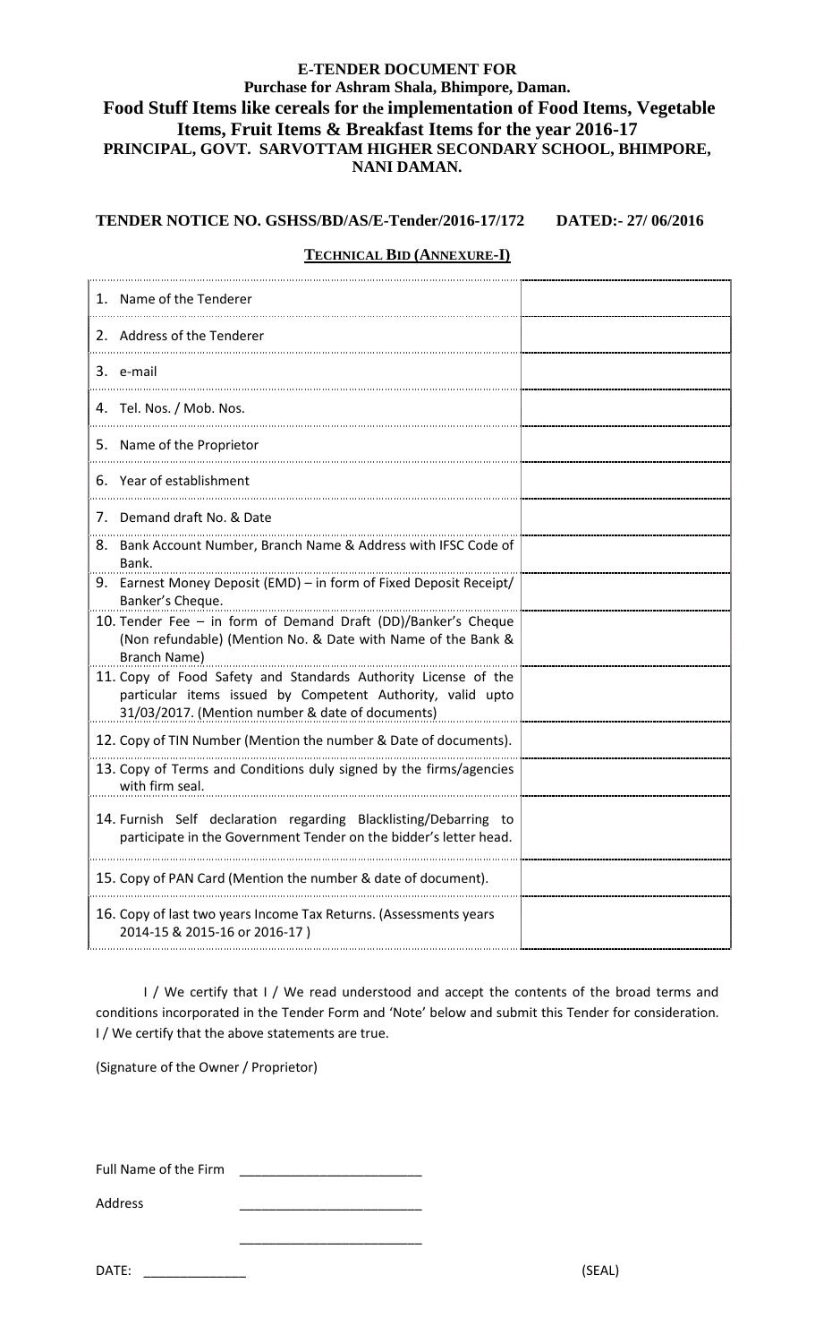**E-TENDER DOCUMENT FOR**
**Purchase for Ashram Shala, Bhimpore, Daman.**
**Food Stuff Items like cereals for the implementation of Food Items, Vegetable Items, Fruit Items & Breakfast Items for the year 2016-17**
**PRINCIPAL, GOVT. SARVOTTAM HIGHER SECONDARY SCHOOL, BHIMPORE, NANI DAMAN.**

**TENDER NOTICE NO. GSHSS/BD/AS/E-Tender/2016-17/172 DATED:- 27/ 06/2016**

## TECHNICAL BID (ANNEXURE-I)

| | |
|---|---|
| 1. Name of the Tenderer | |
| 2. Address of the Tenderer | |
| 3. e-mail | |
| 4. Tel. Nos. / Mob. Nos. | |
| 5. Name of the Proprietor | |
| 6. Year of establishment | |
| 7. Demand draft No. & Date | |
| 8. Bank Account Number, Branch Name & Address with IFSC Code of Bank. | |
| 9. Earnest Money Deposit (EMD) – in form of Fixed Deposit Receipt/ Banker's Cheque. | |
| 10. Tender Fee – in form of Demand Draft (DD)/Banker's Cheque (Non refundable) (Mention No. & Date with Name of the Bank & Branch Name) | |
| 11. Copy of Food Safety and Standards Authority License of the particular items issued by Competent Authority, valid upto 31/03/2017. (Mention number & date of documents) | |
| 12. Copy of TIN Number (Mention the number & Date of documents). | |
| 13. Copy of Terms and Conditions duly signed by the firms/agencies with firm seal. | |
| 14. Furnish Self declaration regarding Blacklisting/Debarring to participate in the Government Tender on the bidder's letter head. | |
| 15. Copy of PAN Card (Mention the number & date of document). | |
| 16. Copy of last two years Income Tax Returns. (Assessments years 2014-15 & 2015-16 or 2016-17 ) | |

I / We certify that I / We read understood and accept the contents of the broad terms and conditions incorporated in the Tender Form and 'Note' below and submit this Tender for consideration. I / We certify that the above statements are true.

(Signature of the Owner / Proprietor)

Full Name of the Firm ________________________

Address ________________________

________________________

DATE: ______________ (SEAL)